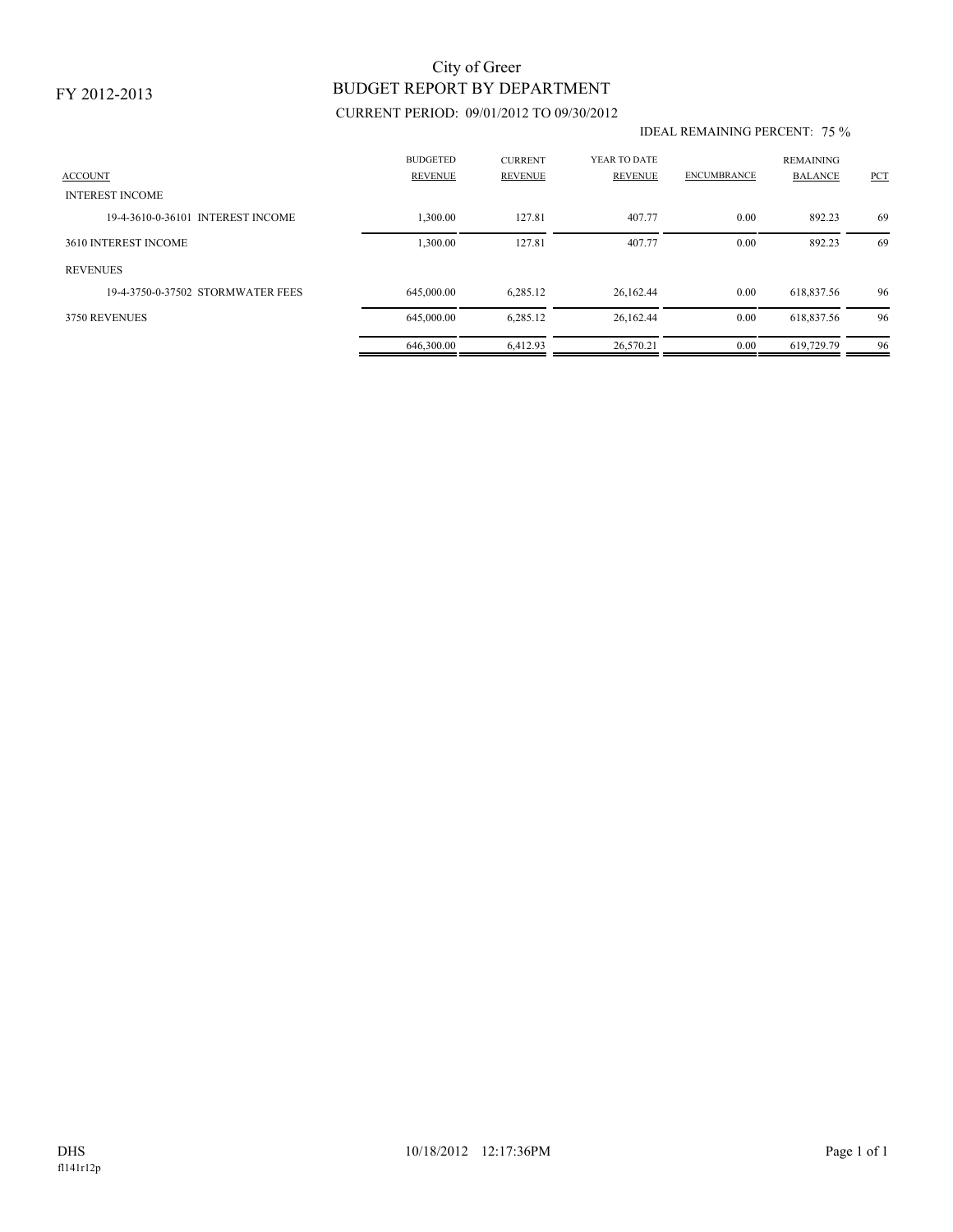FY 2012-2013

# City of Greer
## BUDGET REPORT BY DEPARTMENT

CURRENT PERIOD: 09/01/2012 TO 09/30/2012

IDEAL REMAINING PERCENT: 75 %

| ACCOUNT | BUDGETED REVENUE | CURRENT REVENUE | YEAR TO DATE REVENUE | ENCUMBRANCE | REMAINING BALANCE | PCT |
|---|---|---|---|---|---|---|
| INTEREST INCOME | | | | | | |
| 19-4-3610-0-36101 INTEREST INCOME | 1,300.00 | 127.81 | 407.77 | 0.00 | 892.23 | 69 |
| 3610 INTEREST INCOME | 1,300.00 | 127.81 | 407.77 | 0.00 | 892.23 | 69 |
| REVENUES | | | | | | |
| 19-4-3750-0-37502 STORMWATER FEES | 645,000.00 | 6,285.12 | 26,162.44 | 0.00 | 618,837.56 | 96 |
| 3750 REVENUES | 645,000.00 | 6,285.12 | 26,162.44 | 0.00 | 618,837.56 | 96 |
| | 646,300.00 | 6,412.93 | 26,570.21 | 0.00 | 619,729.79 | 96 |

DHS 10/18/2012 12:17:36PM

fl141r12p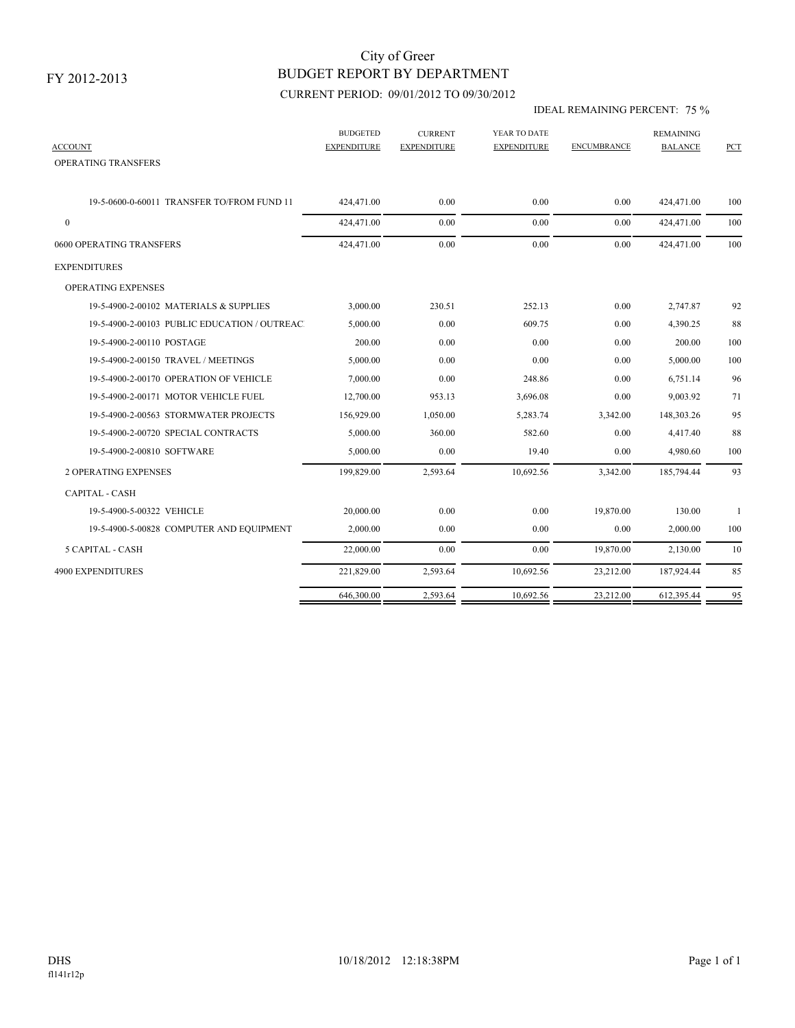FY 2012-2013

# City of Greer
## BUDGET REPORT BY DEPARTMENT
### CURRENT PERIOD: 09/01/2012 TO 09/30/2012

IDEAL REMAINING PERCENT: 75 %

| ACCOUNT | BUDGETED EXPENDITURE | CURRENT EXPENDITURE | YEAR TO DATE EXPENDITURE | ENCUMBRANCE | REMAINING BALANCE | PCT |
|---|---|---|---|---|---|---|
| OPERATING TRANSFERS | | | | | | |
| 19-5-0600-0-60011 TRANSFER TO/FROM FUND 11 | 424,471.00 | 0.00 | 0.00 | 0.00 | 424,471.00 | 100 |
| 0 | 424,471.00 | 0.00 | 0.00 | 0.00 | 424,471.00 | 100 |
| 0600 OPERATING TRANSFERS | 424,471.00 | 0.00 | 0.00 | 0.00 | 424,471.00 | 100 |
| EXPENDITURES | | | | | | |
| OPERATING EXPENSES | | | | | | |
| 19-5-4900-2-00102 MATERIALS & SUPPLIES | 3,000.00 | 230.51 | 252.13 | 0.00 | 2,747.87 | 92 |
| 19-5-4900-2-00103 PUBLIC EDUCATION / OUTREAC | 5,000.00 | 0.00 | 609.75 | 0.00 | 4,390.25 | 88 |
| 19-5-4900-2-00110 POSTAGE | 200.00 | 0.00 | 0.00 | 0.00 | 200.00 | 100 |
| 19-5-4900-2-00150 TRAVEL / MEETINGS | 5,000.00 | 0.00 | 0.00 | 0.00 | 5,000.00 | 100 |
| 19-5-4900-2-00170 OPERATION OF VEHICLE | 7,000.00 | 0.00 | 248.86 | 0.00 | 6,751.14 | 96 |
| 19-5-4900-2-00171 MOTOR VEHICLE FUEL | 12,700.00 | 953.13 | 3,696.08 | 0.00 | 9,003.92 | 71 |
| 19-5-4900-2-00563 STORMWATER PROJECTS | 156,929.00 | 1,050.00 | 5,283.74 | 3,342.00 | 148,303.26 | 95 |
| 19-5-4900-2-00720 SPECIAL CONTRACTS | 5,000.00 | 360.00 | 582.60 | 0.00 | 4,417.40 | 88 |
| 19-5-4900-2-00810 SOFTWARE | 5,000.00 | 0.00 | 19.40 | 0.00 | 4,980.60 | 100 |
| 2 OPERATING EXPENSES | 199,829.00 | 2,593.64 | 10,692.56 | 3,342.00 | 185,794.44 | 93 |
| CAPITAL - CASH | | | | | | |
| 19-5-4900-5-00322 VEHICLE | 20,000.00 | 0.00 | 0.00 | 19,870.00 | 130.00 | 1 |
| 19-5-4900-5-00828 COMPUTER AND EQUIPMENT | 2,000.00 | 0.00 | 0.00 | 0.00 | 2,000.00 | 100 |
| 5 CAPITAL - CASH | 22,000.00 | 0.00 | 0.00 | 19,870.00 | 2,130.00 | 10 |
| 4900 EXPENDITURES | 221,829.00 | 2,593.64 | 10,692.56 | 23,212.00 | 187,924.44 | 85 |
| | 646,300.00 | 2,593.64 | 10,692.56 | 23,212.00 | 612,395.44 | 95 |

DHS 10/18/2012 12:18:38PM

fl141r12p